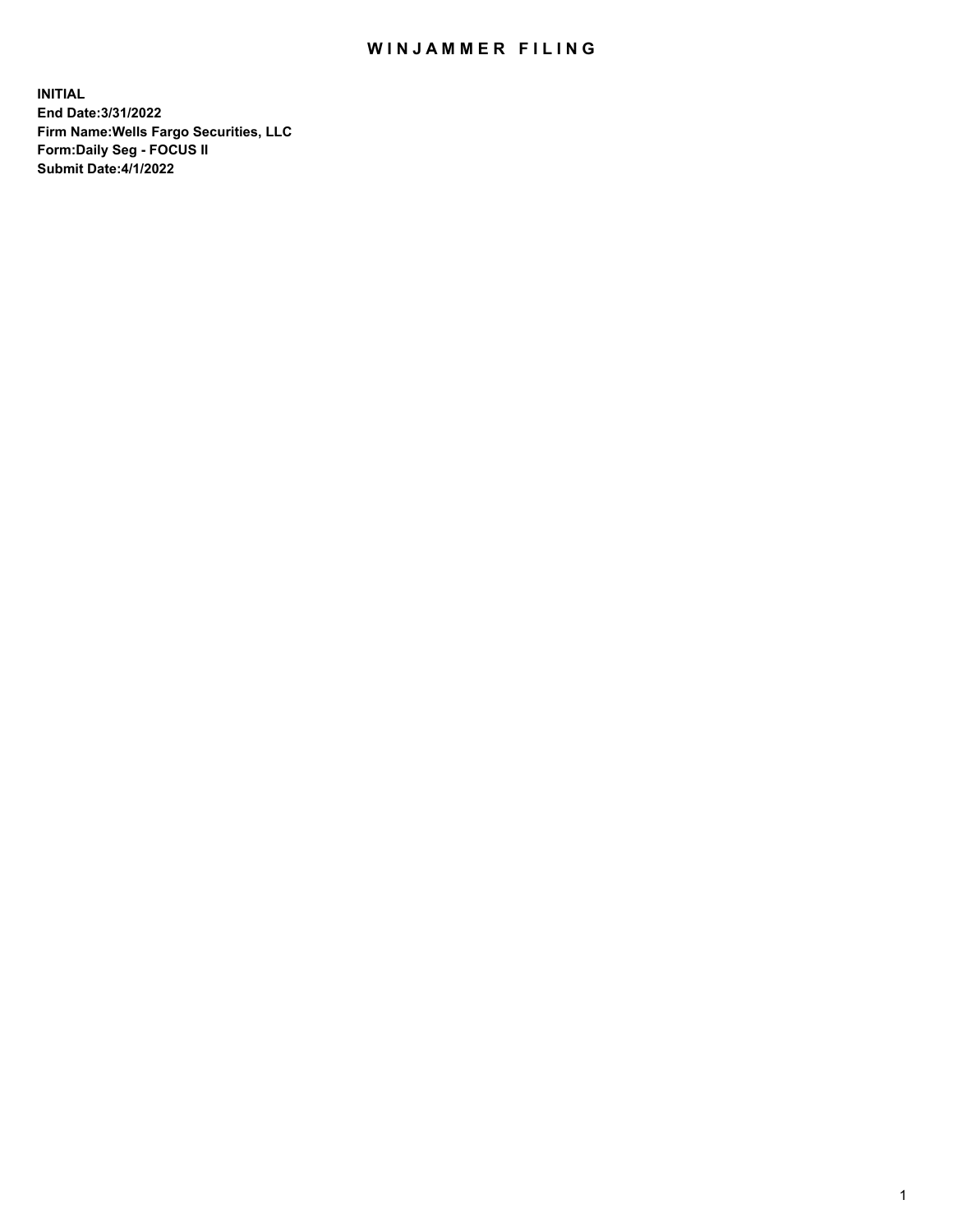# WINJAMMER FILING

**INITIAL**
**End Date:3/31/2022**
**Firm Name:Wells Fargo Securities, LLC**
**Form:Daily Seg - FOCUS II**
**Submit Date:4/1/2022**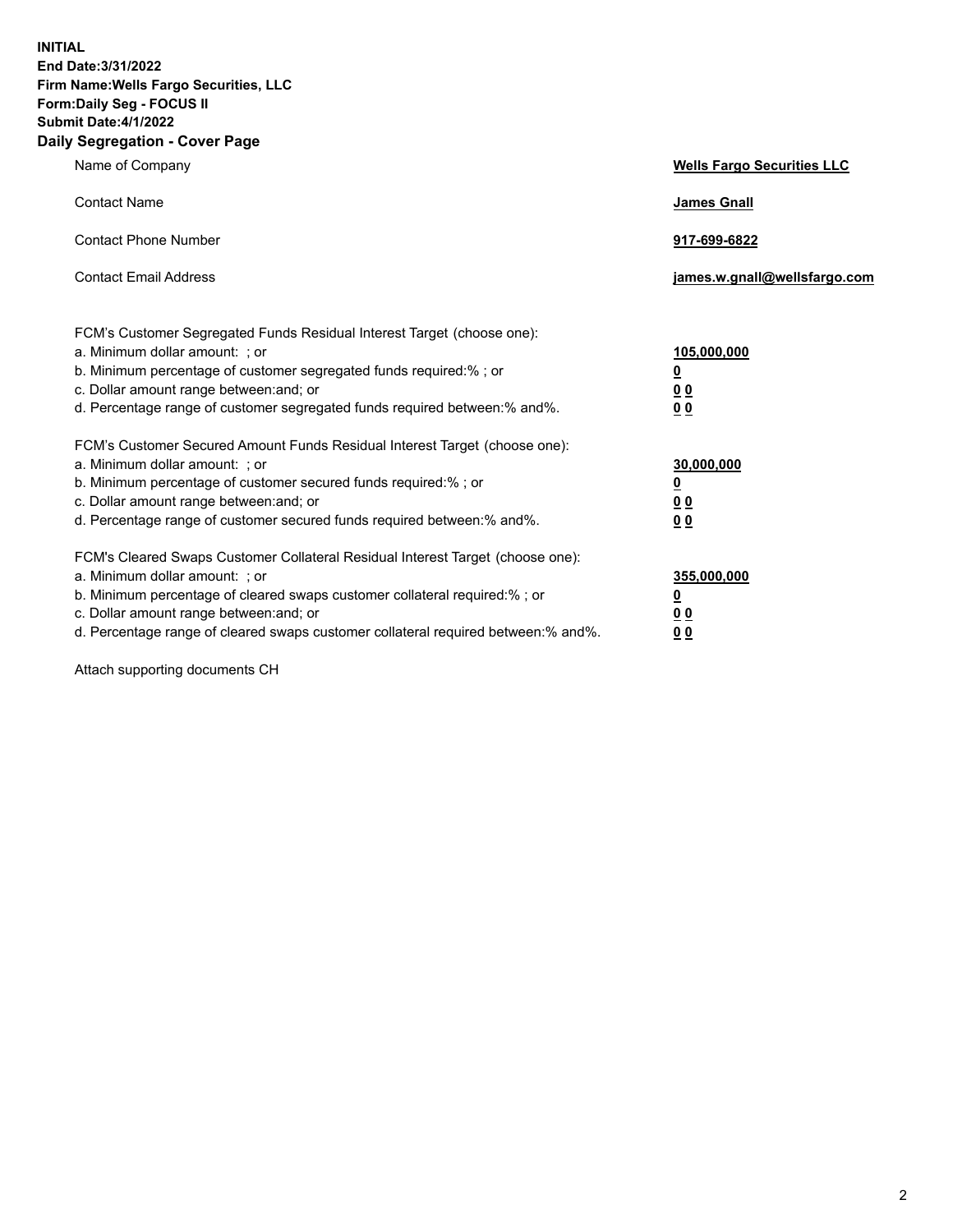**INITIAL**
**End Date:3/31/2022**
**Firm Name:Wells Fargo Securities, LLC**
**Form:Daily Seg - FOCUS II**
**Submit Date:4/1/2022**

## Daily Segregation - Cover Page

| | |
|---|---|
| Name of Company | **Wells Fargo Securities LLC** |
| Contact Name | **James Gnall** |
| Contact Phone Number | **917-699-6822** |
| Contact Email Address | **james.w.gnall@wellsfargo.com** |
| FCM's Customer Segregated Funds Residual Interest Target (choose one): | |
| a. Minimum dollar amount: ; or | **105,000,000** |
| b. Minimum percentage of customer segregated funds required:% ; or | **0** |
| c. Dollar amount range between:and; or | **0 0** |
| d. Percentage range of customer segregated funds required between:% and%. | **0 0** |
| FCM's Customer Secured Amount Funds Residual Interest Target (choose one): | |
| a. Minimum dollar amount: ; or | **30,000,000** |
| b. Minimum percentage of customer secured funds required:% ; or | **0** |
| c. Dollar amount range between:and; or | **0 0** |
| d. Percentage range of customer secured funds required between:% and%. | **0 0** |
| FCM's Cleared Swaps Customer Collateral Residual Interest Target (choose one): | |
| a. Minimum dollar amount: ; or | **355,000,000** |
| b. Minimum percentage of cleared swaps customer collateral required:% ; or | **0** |
| c. Dollar amount range between:and; or | **0 0** |
| d. Percentage range of cleared swaps customer collateral required between:% and%. | **0 0** |

Attach supporting documents CH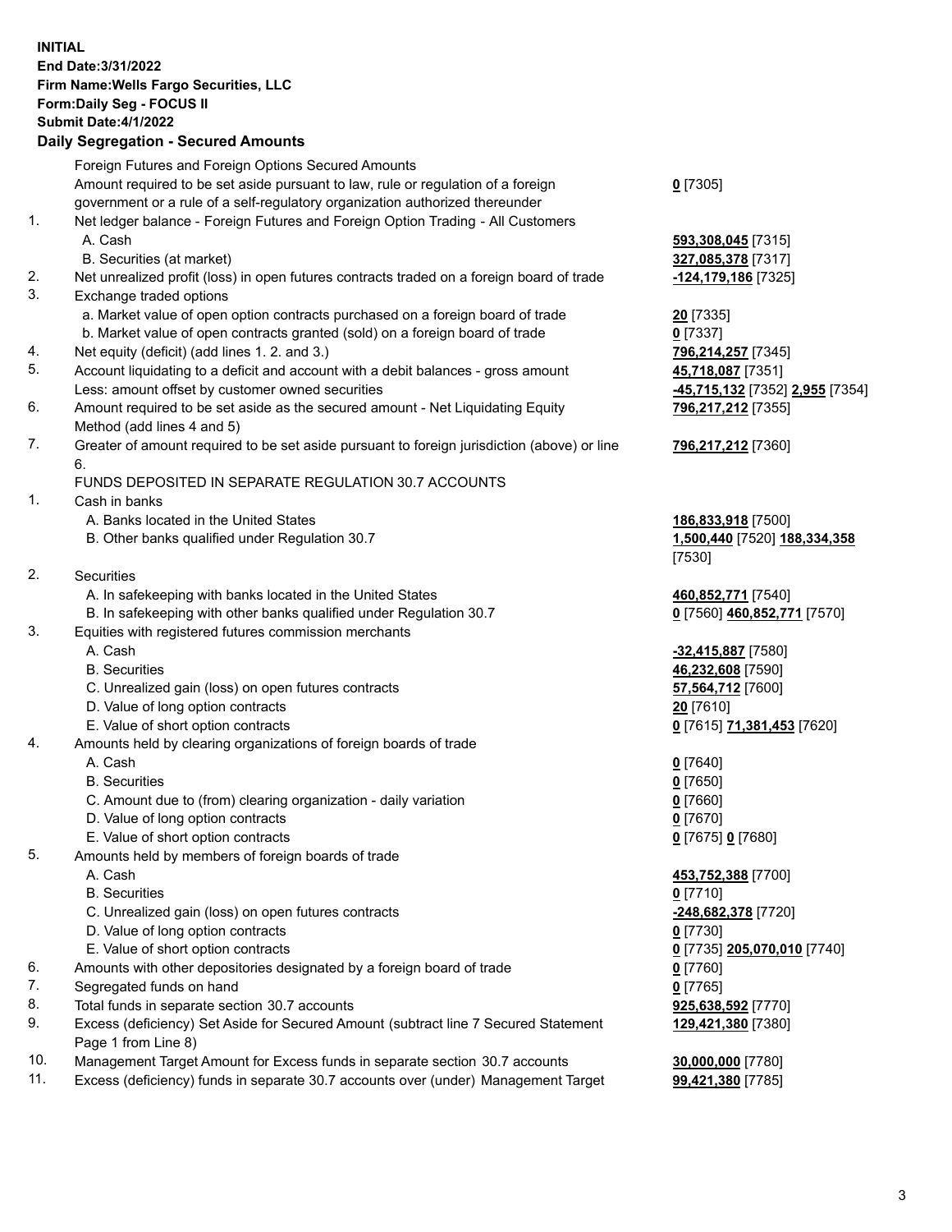**INITIAL**
**End Date:3/31/2022**
**Firm Name:Wells Fargo Securities, LLC**
**Form:Daily Seg - FOCUS II**
**Submit Date:4/1/2022**

## Daily Segregation - Secured Amounts

| | | |
|---|---|---|
| | Foreign Futures and Foreign Options Secured Amounts | |
| | Amount required to be set aside pursuant to law, rule or regulation of a foreign government or a rule of a self-regulatory organization authorized thereunder | **0** [7305] |
| 1. | Net ledger balance - Foreign Futures and Foreign Option Trading - All Customers | |
| | A. Cash | **593,308,045** [7315] |
| | B. Securities (at market) | **327,085,378** [7317] |
| 2. | Net unrealized profit (loss) in open futures contracts traded on a foreign board of trade | **-124,179,186** [7325] |
| 3. | Exchange traded options | |
| | a. Market value of open option contracts purchased on a foreign board of trade | **20** [7335] |
| | b. Market value of open contracts granted (sold) on a foreign board of trade | **0** [7337] |
| 4. | Net equity (deficit) (add lines 1. 2. and 3.) | **796,214,257** [7345] |
| 5. | Account liquidating to a deficit and account with a debit balances - gross amount | **45,718,087** [7351] |
| | Less: amount offset by customer owned securities | **-45,715,132** [7352] **2,955** [7354] |
| 6. | Amount required to be set aside as the secured amount - Net Liquidating Equity Method (add lines 4 and 5) | **796,217,212** [7355] |
| 7. | Greater of amount required to be set aside pursuant to foreign jurisdiction (above) or line 6. | **796,217,212** [7360] |
| | FUNDS DEPOSITED IN SEPARATE REGULATION 30.7 ACCOUNTS | |
| 1. | Cash in banks | |
| | A. Banks located in the United States | **186,833,918** [7500] |
| | B. Other banks qualified under Regulation 30.7 | **1,500,440** [7520] **188,334,358** [7530] |
| 2. | Securities | |
| | A. In safekeeping with banks located in the United States | **460,852,771** [7540] |
| | B. In safekeeping with other banks qualified under Regulation 30.7 | **0** [7560] **460,852,771** [7570] |
| 3. | Equities with registered futures commission merchants | |
| | A. Cash | **-32,415,887** [7580] |
| | B. Securities | **46,232,608** [7590] |
| | C. Unrealized gain (loss) on open futures contracts | **57,564,712** [7600] |
| | D. Value of long option contracts | **20** [7610] |
| | E. Value of short option contracts | **0** [7615] **71,381,453** [7620] |
| 4. | Amounts held by clearing organizations of foreign boards of trade | |
| | A. Cash | **0** [7640] |
| | B. Securities | **0** [7650] |
| | C. Amount due to (from) clearing organization - daily variation | **0** [7660] |
| | D. Value of long option contracts | **0** [7670] |
| | E. Value of short option contracts | **0** [7675] **0** [7680] |
| 5. | Amounts held by members of foreign boards of trade | |
| | A. Cash | **453,752,388** [7700] |
| | B. Securities | **0** [7710] |
| | C. Unrealized gain (loss) on open futures contracts | **-248,682,378** [7720] |
| | D. Value of long option contracts | **0** [7730] |
| | E. Value of short option contracts | **0** [7735] **205,070,010** [7740] |
| 6. | Amounts with other depositories designated by a foreign board of trade | **0** [7760] |
| 7. | Segregated funds on hand | **0** [7765] |
| 8. | Total funds in separate section 30.7 accounts | **925,638,592** [7770] |
| 9. | Excess (deficiency) Set Aside for Secured Amount (subtract line 7 Secured Statement Page 1 from Line 8) | **129,421,380** [7380] |
| 10. | Management Target Amount for Excess funds in separate section 30.7 accounts | **30,000,000** [7780] |
| 11. | Excess (deficiency) funds in separate 30.7 accounts over (under) Management Target | **99,421,380** [7785] |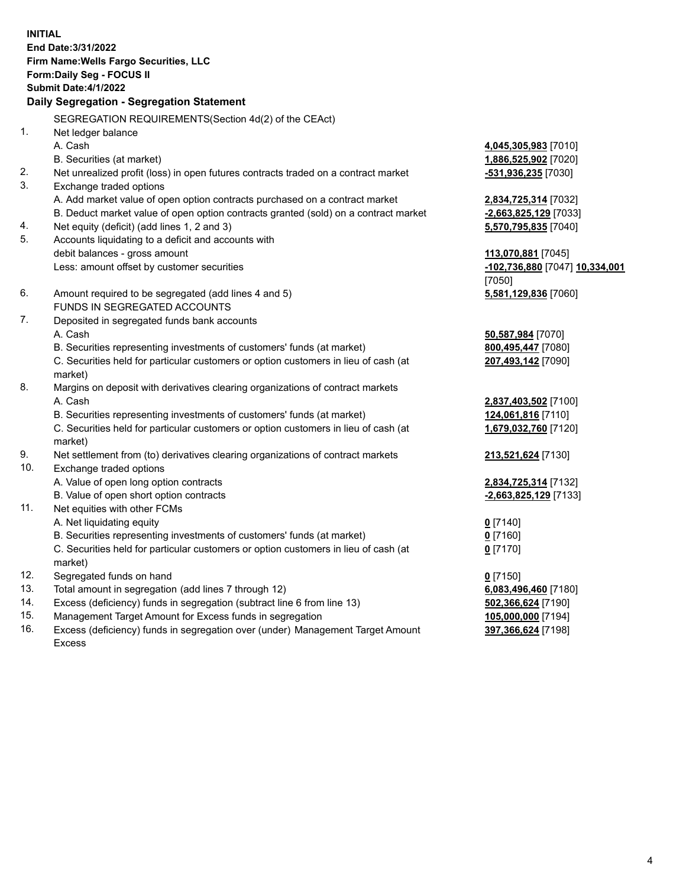**INITIAL**
**End Date:3/31/2022**
**Firm Name:Wells Fargo Securities, LLC**
**Form:Daily Seg - FOCUS II**
**Submit Date:4/1/2022**

## Daily Segregation - Segregation Statement

SEGREGATION REQUIREMENTS(Section 4d(2) of the CEAct)

| | | |
|---|---|---|
| 1. | Net ledger balance | |
| | A. Cash | **4,045,305,983** [7010] |
| | B. Securities (at market) | **1,886,525,902** [7020] |
| 2. | Net unrealized profit (loss) in open futures contracts traded on a contract market | **-531,936,235** [7030] |
| 3. | Exchange traded options | |
| | A. Add market value of open option contracts purchased on a contract market | **2,834,725,314** [7032] |
| | B. Deduct market value of open option contracts granted (sold) on a contract market | **-2,663,825,129** [7033] |
| 4. | Net equity (deficit) (add lines 1, 2 and 3) | **5,570,795,835** [7040] |
| 5. | Accounts liquidating to a deficit and accounts with debit balances - gross amount | **113,070,881** [7045] |
| | Less: amount offset by customer securities | **-102,736,880** [7047] **10,334,001** [7050] |
| 6. | Amount required to be segregated (add lines 4 and 5) | **5,581,129,836** [7060] |
| | FUNDS IN SEGREGATED ACCOUNTS | |
| 7. | Deposited in segregated funds bank accounts | |
| | A. Cash | **50,587,984** [7070] |
| | B. Securities representing investments of customers' funds (at market) | **800,495,447** [7080] |
| | C. Securities held for particular customers or option customers in lieu of cash (at market) | **207,493,142** [7090] |
| 8. | Margins on deposit with derivatives clearing organizations of contract markets | |
| | A. Cash | **2,837,403,502** [7100] |
| | B. Securities representing investments of customers' funds (at market) | **124,061,816** [7110] |
| | C. Securities held for particular customers or option customers in lieu of cash (at market) | **1,679,032,760** [7120] |
| 9. | Net settlement from (to) derivatives clearing organizations of contract markets | **213,521,624** [7130] |
| 10. | Exchange traded options | |
| | A. Value of open long option contracts | **2,834,725,314** [7132] |
| | B. Value of open short option contracts | **-2,663,825,129** [7133] |
| 11. | Net equities with other FCMs | |
| | A. Net liquidating equity | **0** [7140] |
| | B. Securities representing investments of customers' funds (at market) | **0** [7160] |
| | C. Securities held for particular customers or option customers in lieu of cash (at market) | **0** [7170] |
| 12. | Segregated funds on hand | **0** [7150] |
| 13. | Total amount in segregation (add lines 7 through 12) | **6,083,496,460** [7180] |
| 14. | Excess (deficiency) funds in segregation (subtract line 6 from line 13) | **502,366,624** [7190] |
| 15. | Management Target Amount for Excess funds in segregation | **105,000,000** [7194] |
| 16. | Excess (deficiency) funds in segregation over (under) Management Target Amount Excess | **397,366,624** [7198] |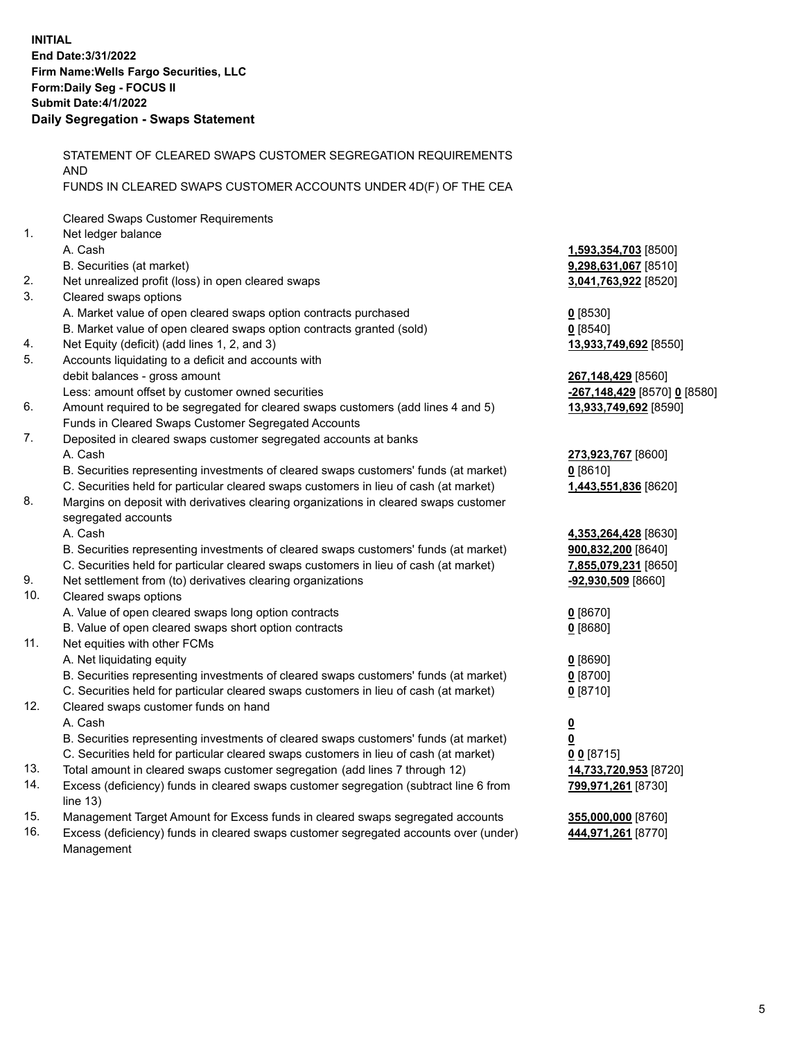**INITIAL**
**End Date:3/31/2022**
**Firm Name:Wells Fargo Securities, LLC**
**Form:Daily Seg - FOCUS II**
**Submit Date:4/1/2022**
**Daily Segregation - Swaps Statement**

STATEMENT OF CLEARED SWAPS CUSTOMER SEGREGATION REQUIREMENTS AND FUNDS IN CLEARED SWAPS CUSTOMER ACCOUNTS UNDER 4D(F) OF THE CEA

| | | |
|---|---|---|
| | Cleared Swaps Customer Requirements | |
| 1. | Net ledger balance | |
| | A. Cash | **1,593,354,703** [8500] |
| | B. Securities (at market) | **9,298,631,067** [8510] |
| 2. | Net unrealized profit (loss) in open cleared swaps | **3,041,763,922** [8520] |
| 3. | Cleared swaps options | |
| | A. Market value of open cleared swaps option contracts purchased | **0** [8530] |
| | B. Market value of open cleared swaps option contracts granted (sold) | **0** [8540] |
| 4. | Net Equity (deficit) (add lines 1, 2, and 3) | **13,933,749,692** [8550] |
| 5. | Accounts liquidating to a deficit and accounts with debit balances - gross amount | **267,148,429** [8560] |
| | Less: amount offset by customer owned securities | **-267,148,429** [8570] **0** [8580] |
| 6. | Amount required to be segregated for cleared swaps customers (add lines 4 and 5) | **13,933,749,692** [8590] |
| | Funds in Cleared Swaps Customer Segregated Accounts | |
| 7. | Deposited in cleared swaps customer segregated accounts at banks | |
| | A. Cash | **273,923,767** [8600] |
| | B. Securities representing investments of cleared swaps customers' funds (at market) | **0** [8610] |
| | C. Securities held for particular cleared swaps customers in lieu of cash (at market) | **1,443,551,836** [8620] |
| 8. | Margins on deposit with derivatives clearing organizations in cleared swaps customer segregated accounts | |
| | A. Cash | **4,353,264,428** [8630] |
| | B. Securities representing investments of cleared swaps customers' funds (at market) | **900,832,200** [8640] |
| | C. Securities held for particular cleared swaps customers in lieu of cash (at market) | **7,855,079,231** [8650] |
| 9. | Net settlement from (to) derivatives clearing organizations | **-92,930,509** [8660] |
| 10. | Cleared swaps options | |
| | A. Value of open cleared swaps long option contracts | **0** [8670] |
| | B. Value of open cleared swaps short option contracts | **0** [8680] |
| 11. | Net equities with other FCMs | |
| | A. Net liquidating equity | **0** [8690] |
| | B. Securities representing investments of cleared swaps customers' funds (at market) | **0** [8700] |
| | C. Securities held for particular cleared swaps customers in lieu of cash (at market) | **0** [8710] |
| 12. | Cleared swaps customer funds on hand | |
| | A. Cash | **0** |
| | B. Securities representing investments of cleared swaps customers' funds (at market) | **0** |
| | C. Securities held for particular cleared swaps customers in lieu of cash (at market) | **0** **0** [8715] |
| 13. | Total amount in cleared swaps customer segregation (add lines 7 through 12) | **14,733,720,953** [8720] |
| 14. | Excess (deficiency) funds in cleared swaps customer segregation (subtract line 6 from line 13) | **799,971,261** [8730] |
| 15. | Management Target Amount for Excess funds in cleared swaps segregated accounts | **355,000,000** [8760] |
| 16. | Excess (deficiency) funds in cleared swaps customer segregated accounts over (under) Management | **444,971,261** [8770] |